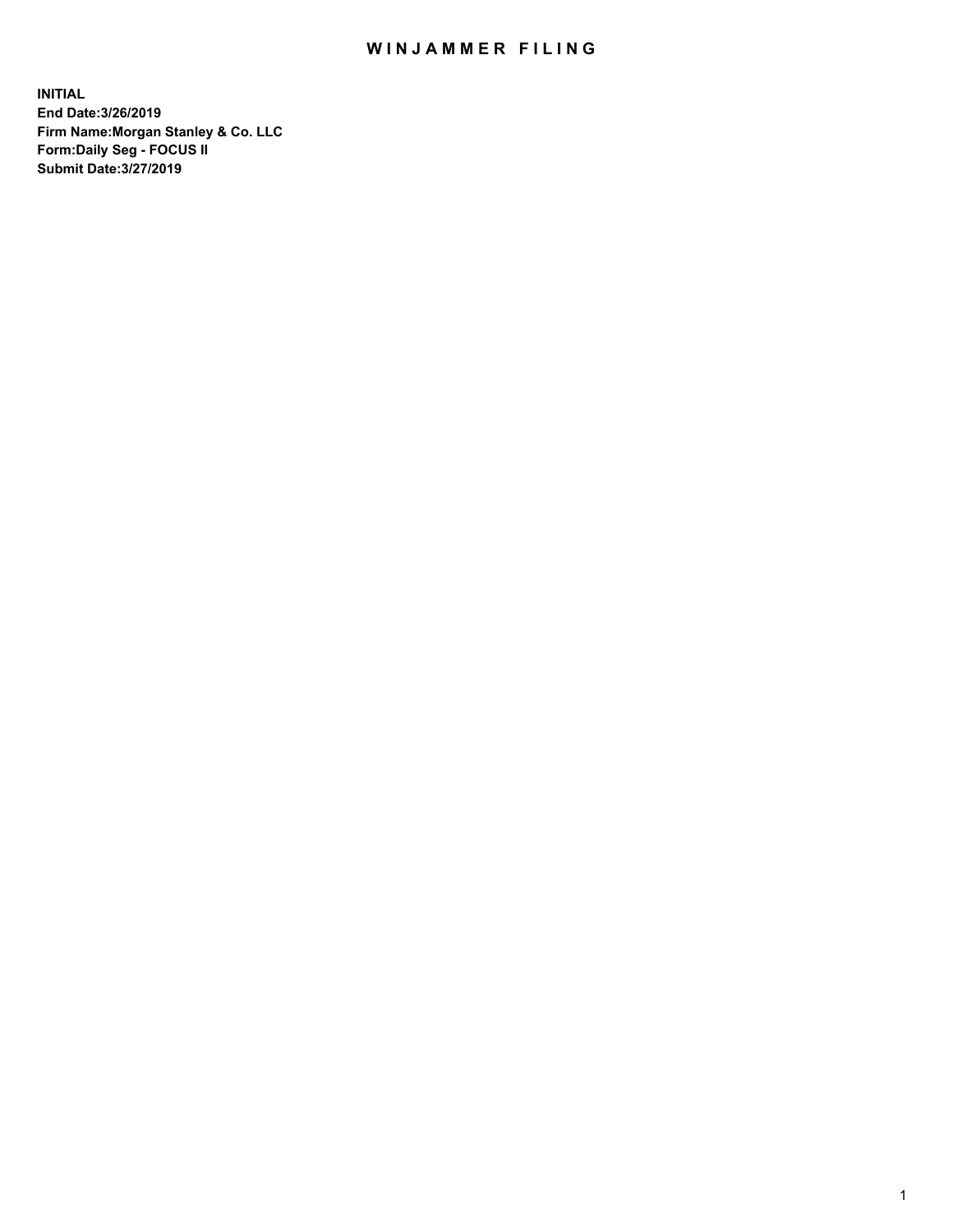# WINJAMMER FILING

**INITIAL**
**End Date:3/26/2019**
**Firm Name:Morgan Stanley & Co. LLC**
**Form:Daily Seg - FOCUS II**
**Submit Date:3/27/2019**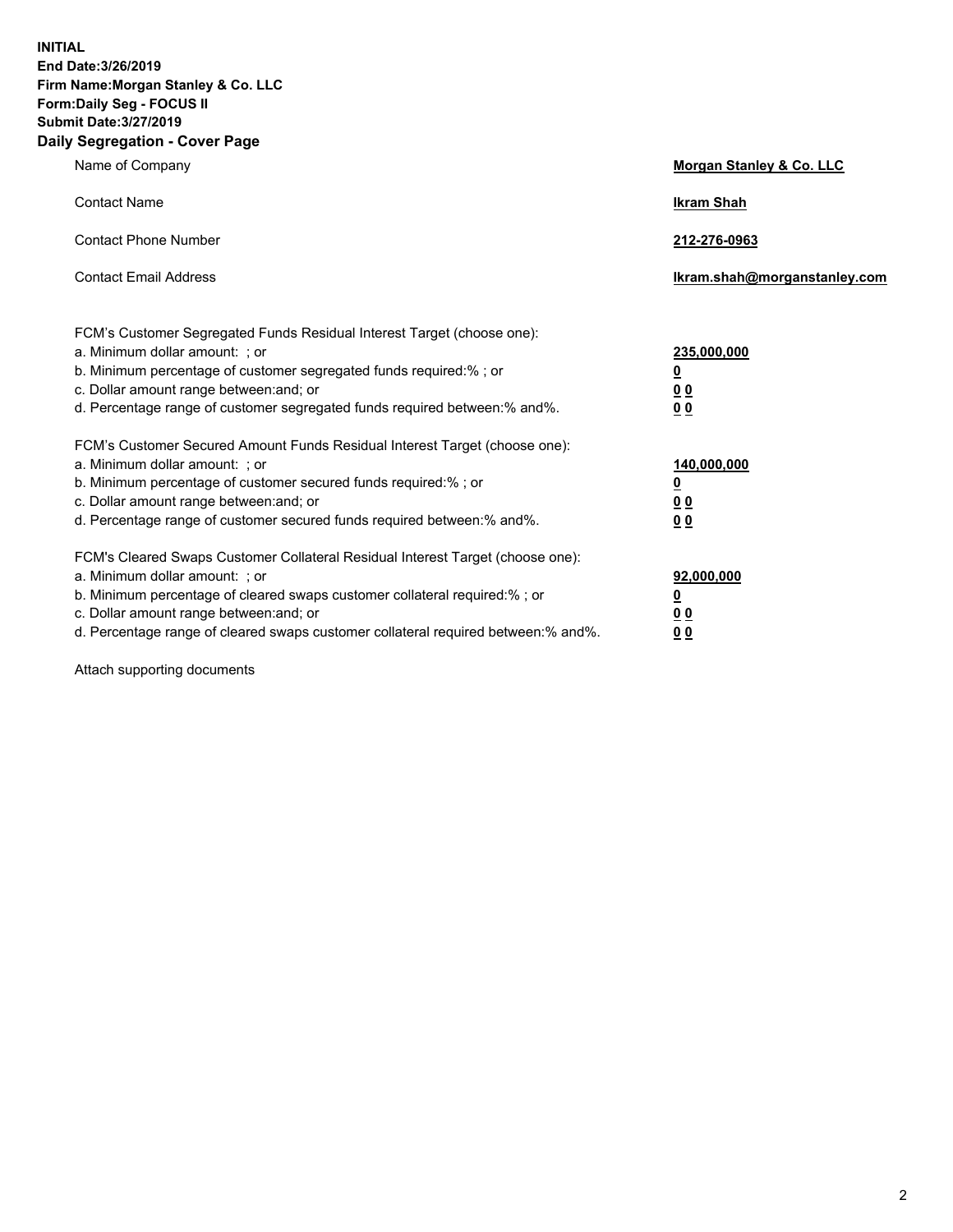**INITIAL**
**End Date:3/26/2019**
**Firm Name:Morgan Stanley & Co. LLC**
**Form:Daily Seg - FOCUS II**
**Submit Date:3/27/2019**

## Daily Segregation - Cover Page

| | |
|---|---|
| Name of Company | **Morgan Stanley & Co. LLC** |
| Contact Name | **Ikram Shah** |
| Contact Phone Number | **212-276-0963** |
| Contact Email Address | **Ikram.shah@morganstanley.com** |

| | |
|---|---|
| FCM's Customer Segregated Funds Residual Interest Target (choose one): | |
| a. Minimum dollar amount: ; or | **235,000,000** |
| b. Minimum percentage of customer segregated funds required:% ; or | **0** |
| c. Dollar amount range between:and; or | **0 0** |
| d. Percentage range of customer segregated funds required between:% and%. | **0 0** |
| FCM's Customer Secured Amount Funds Residual Interest Target (choose one): | |
| a. Minimum dollar amount: ; or | **140,000,000** |
| b. Minimum percentage of customer secured funds required:% ; or | **0** |
| c. Dollar amount range between:and; or | **0 0** |
| d. Percentage range of customer secured funds required between:% and%. | **0 0** |
| FCM's Cleared Swaps Customer Collateral Residual Interest Target (choose one): | |
| a. Minimum dollar amount: ; or | **92,000,000** |
| b. Minimum percentage of cleared swaps customer collateral required:% ; or | **0** |
| c. Dollar amount range between:and; or | **0 0** |
| d. Percentage range of cleared swaps customer collateral required between:% and%. | **0 0** |

Attach supporting documents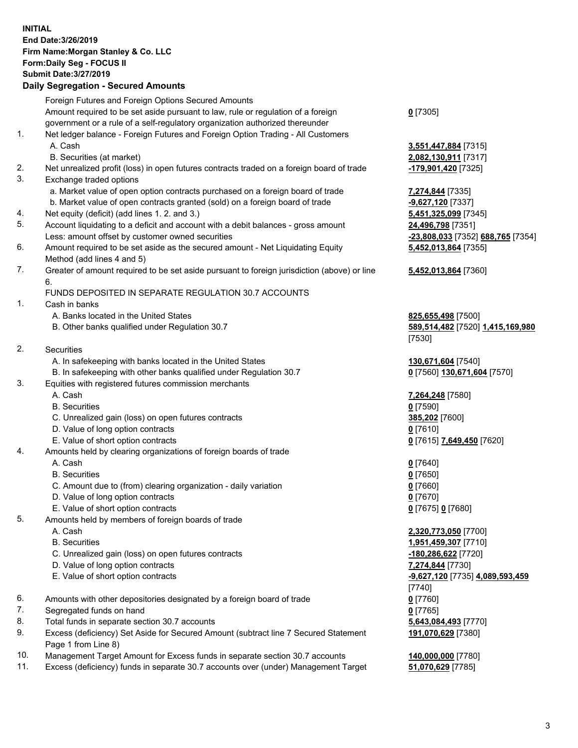**INITIAL**
**End Date:3/26/2019**
**Firm Name:Morgan Stanley & Co. LLC**
**Form:Daily Seg - FOCUS II**
**Submit Date:3/27/2019**
**Daily Segregation - Secured Amounts**

| | | |
|---|---|---|
| | Foreign Futures and Foreign Options Secured Amounts | |
| | Amount required to be set aside pursuant to law, rule or regulation of a foreign government or a rule of a self-regulatory organization authorized thereunder | **0** [7305] |
| 1. | Net ledger balance - Foreign Futures and Foreign Option Trading - All Customers | |
| | A. Cash | **3,551,447,884** [7315] |
| | B. Securities (at market) | **2,082,130,911** [7317] |
| 2. | Net unrealized profit (loss) in open futures contracts traded on a foreign board of trade | **-179,901,420** [7325] |
| 3. | Exchange traded options | |
| | a. Market value of open option contracts purchased on a foreign board of trade | **7,274,844** [7335] |
| | b. Market value of open contracts granted (sold) on a foreign board of trade | **-9,627,120** [7337] |
| 4. | Net equity (deficit) (add lines 1. 2. and 3.) | **5,451,325,099** [7345] |
| 5. | Account liquidating to a deficit and account with a debit balances - gross amount | **24,496,798** [7351] |
| | Less: amount offset by customer owned securities | **-23,808,033** [7352] **688,765** [7354] |
| 6. | Amount required to be set aside as the secured amount - Net Liquidating Equity Method (add lines 4 and 5) | **5,452,013,864** [7355] |
| 7. | Greater of amount required to be set aside pursuant to foreign jurisdiction (above) or line 6. | **5,452,013,864** [7360] |
| | FUNDS DEPOSITED IN SEPARATE REGULATION 30.7 ACCOUNTS | |
| 1. | Cash in banks | |
| | A. Banks located in the United States | **825,655,498** [7500] |
| | B. Other banks qualified under Regulation 30.7 | **589,514,482** [7520] **1,415,169,980** [7530] |
| 2. | Securities | |
| | A. In safekeeping with banks located in the United States | **130,671,604** [7540] |
| | B. In safekeeping with other banks qualified under Regulation 30.7 | **0** [7560] **130,671,604** [7570] |
| 3. | Equities with registered futures commission merchants | |
| | A. Cash | **7,264,248** [7580] |
| | B. Securities | **0** [7590] |
| | C. Unrealized gain (loss) on open futures contracts | **385,202** [7600] |
| | D. Value of long option contracts | **0** [7610] |
| | E. Value of short option contracts | **0** [7615] **7,649,450** [7620] |
| 4. | Amounts held by clearing organizations of foreign boards of trade | |
| | A. Cash | **0** [7640] |
| | B. Securities | **0** [7650] |
| | C. Amount due to (from) clearing organization - daily variation | **0** [7660] |
| | D. Value of long option contracts | **0** [7670] |
| | E. Value of short option contracts | **0** [7675] **0** [7680] |
| 5. | Amounts held by members of foreign boards of trade | |
| | A. Cash | **2,320,773,050** [7700] |
| | B. Securities | **1,951,459,307** [7710] |
| | C. Unrealized gain (loss) on open futures contracts | **-180,286,622** [7720] |
| | D. Value of long option contracts | **7,274,844** [7730] |
| | E. Value of short option contracts | **-9,627,120** [7735] **4,089,593,459** [7740] |
| 6. | Amounts with other depositories designated by a foreign board of trade | **0** [7760] |
| 7. | Segregated funds on hand | **0** [7765] |
| 8. | Total funds in separate section 30.7 accounts | **5,643,084,493** [7770] |
| 9. | Excess (deficiency) Set Aside for Secured Amount (subtract line 7 Secured Statement Page 1 from Line 8) | **191,070,629** [7380] |
| 10. | Management Target Amount for Excess funds in separate section 30.7 accounts | **140,000,000** [7780] |
| 11. | Excess (deficiency) funds in separate 30.7 accounts over (under) Management Target | **51,070,629** [7785] |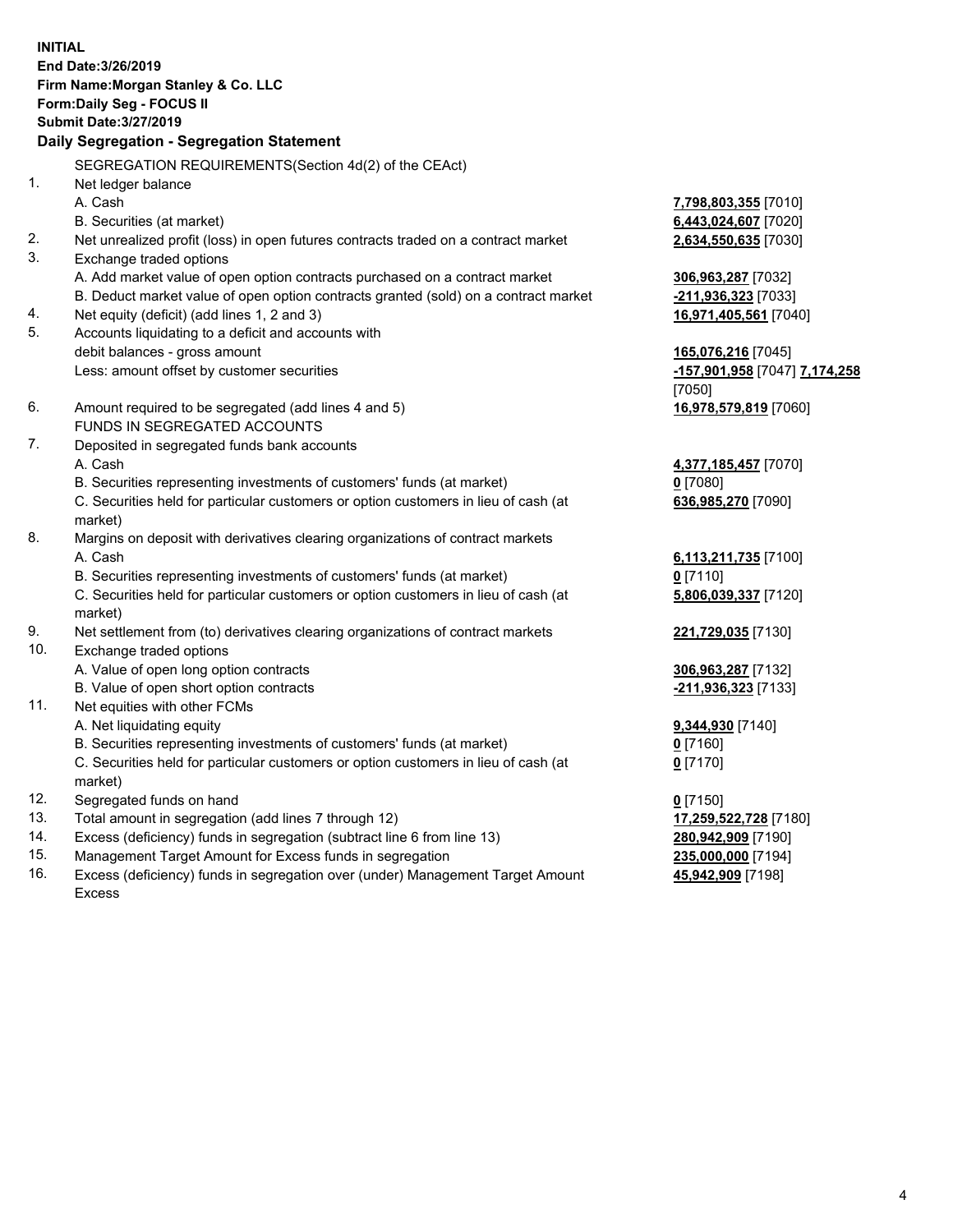**INITIAL**
**End Date:3/26/2019**
**Firm Name:Morgan Stanley & Co. LLC**
**Form:Daily Seg - FOCUS II**
**Submit Date:3/27/2019**

### Daily Segregation - Segregation Statement

SEGREGATION REQUIREMENTS(Section 4d(2) of the CEAct)

| | | |
|---|---|---|
| 1. | Net ledger balance | |
| | A. Cash | **7,798,803,355** [7010] |
| | B. Securities (at market) | **6,443,024,607** [7020] |
| 2. | Net unrealized profit (loss) in open futures contracts traded on a contract market | **2,634,550,635** [7030] |
| 3. | Exchange traded options | |
| | A. Add market value of open option contracts purchased on a contract market | **306,963,287** [7032] |
| | B. Deduct market value of open option contracts granted (sold) on a contract market | **-211,936,323** [7033] |
| 4. | Net equity (deficit) (add lines 1, 2 and 3) | **16,971,405,561** [7040] |
| 5. | Accounts liquidating to a deficit and accounts with debit balances - gross amount | **165,076,216** [7045] |
| | Less: amount offset by customer securities | **-157,901,958** [7047] **7,174,258** [7050] |
| 6. | Amount required to be segregated (add lines 4 and 5) | **16,978,579,819** [7060] |
| | FUNDS IN SEGREGATED ACCOUNTS | |
| 7. | Deposited in segregated funds bank accounts | |
| | A. Cash | **4,377,185,457** [7070] |
| | B. Securities representing investments of customers' funds (at market) | **0** [7080] |
| | C. Securities held for particular customers or option customers in lieu of cash (at market) | **636,985,270** [7090] |
| 8. | Margins on deposit with derivatives clearing organizations of contract markets | |
| | A. Cash | **6,113,211,735** [7100] |
| | B. Securities representing investments of customers' funds (at market) | **0** [7110] |
| | C. Securities held for particular customers or option customers in lieu of cash (at market) | **5,806,039,337** [7120] |
| 9. | Net settlement from (to) derivatives clearing organizations of contract markets | **221,729,035** [7130] |
| 10. | Exchange traded options | |
| | A. Value of open long option contracts | **306,963,287** [7132] |
| | B. Value of open short option contracts | **-211,936,323** [7133] |
| 11. | Net equities with other FCMs | |
| | A. Net liquidating equity | **9,344,930** [7140] |
| | B. Securities representing investments of customers' funds (at market) | **0** [7160] |
| | C. Securities held for particular customers or option customers in lieu of cash (at market) | **0** [7170] |
| 12. | Segregated funds on hand | **0** [7150] |
| 13. | Total amount in segregation (add lines 7 through 12) | **17,259,522,728** [7180] |
| 14. | Excess (deficiency) funds in segregation (subtract line 6 from line 13) | **280,942,909** [7190] |
| 15. | Management Target Amount for Excess funds in segregation | **235,000,000** [7194] |
| 16. | Excess (deficiency) funds in segregation over (under) Management Target Amount Excess | **45,942,909** [7198] |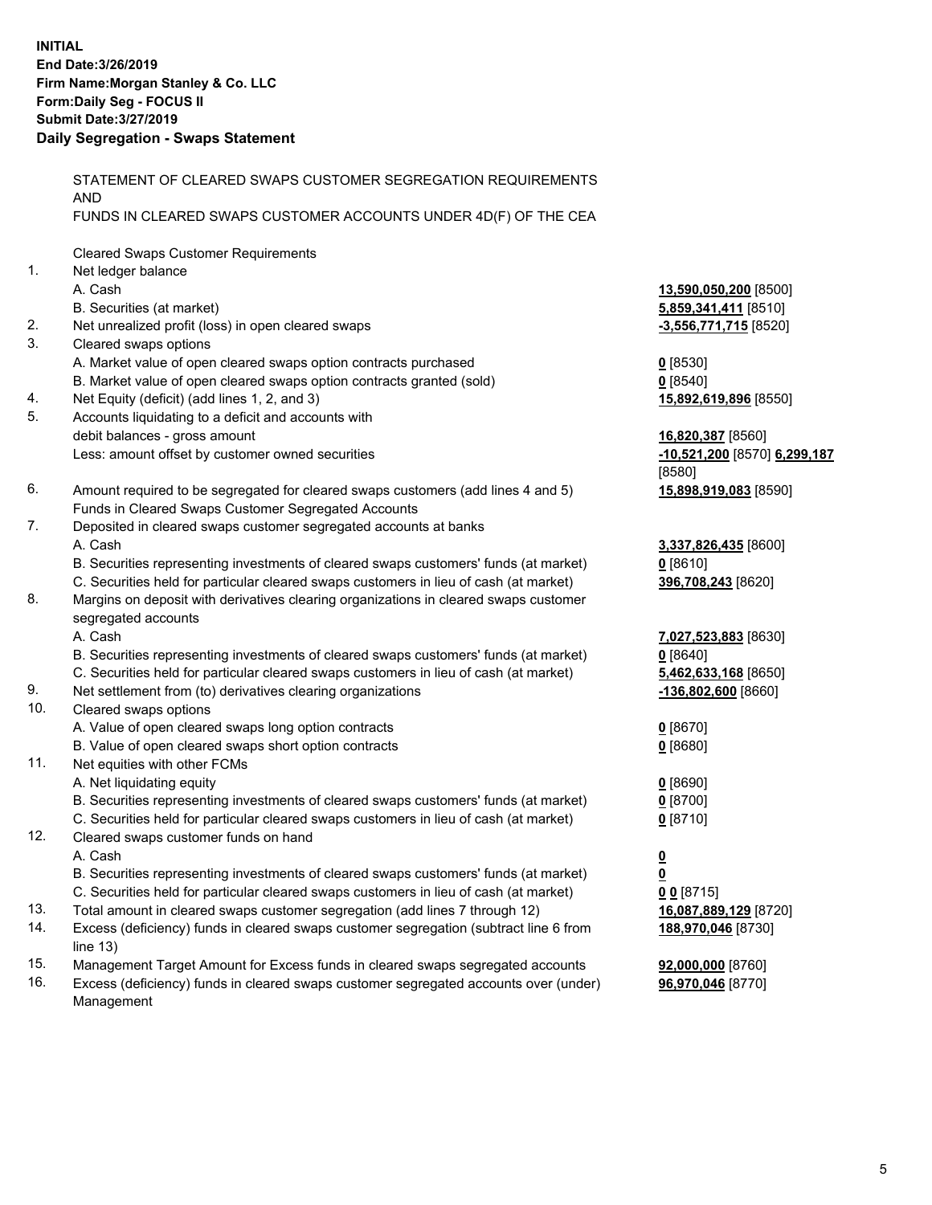**INITIAL**
**End Date:3/26/2019**
**Firm Name:Morgan Stanley & Co. LLC**
**Form:Daily Seg - FOCUS II**
**Submit Date:3/27/2019**
**Daily Segregation - Swaps Statement**

STATEMENT OF CLEARED SWAPS CUSTOMER SEGREGATION REQUIREMENTS AND FUNDS IN CLEARED SWAPS CUSTOMER ACCOUNTS UNDER 4D(F) OF THE CEA

| | | |
|---|---|---|
| | Cleared Swaps Customer Requirements | |
| 1. | Net ledger balance | |
| | A. Cash | **13,590,050,200** [8500] |
| | B. Securities (at market) | **5,859,341,411** [8510] |
| 2. | Net unrealized profit (loss) in open cleared swaps | **-3,556,771,715** [8520] |
| 3. | Cleared swaps options | |
| | A. Market value of open cleared swaps option contracts purchased | **0** [8530] |
| | B. Market value of open cleared swaps option contracts granted (sold) | **0** [8540] |
| 4. | Net Equity (deficit) (add lines 1, 2, and 3) | **15,892,619,896** [8550] |
| 5. | Accounts liquidating to a deficit and accounts with debit balances - gross amount | **16,820,387** [8560] |
| | Less: amount offset by customer owned securities | **-10,521,200** [8570] **6,299,187** [8580] |
| 6. | Amount required to be segregated for cleared swaps customers (add lines 4 and 5) | **15,898,919,083** [8590] |
| | Funds in Cleared Swaps Customer Segregated Accounts | |
| 7. | Deposited in cleared swaps customer segregated accounts at banks | |
| | A. Cash | **3,337,826,435** [8600] |
| | B. Securities representing investments of cleared swaps customers' funds (at market) | **0** [8610] |
| | C. Securities held for particular cleared swaps customers in lieu of cash (at market) | **396,708,243** [8620] |
| 8. | Margins on deposit with derivatives clearing organizations in cleared swaps customer segregated accounts | |
| | A. Cash | **7,027,523,883** [8630] |
| | B. Securities representing investments of cleared swaps customers' funds (at market) | **0** [8640] |
| | C. Securities held for particular cleared swaps customers in lieu of cash (at market) | **5,462,633,168** [8650] |
| 9. | Net settlement from (to) derivatives clearing organizations | **-136,802,600** [8660] |
| 10. | Cleared swaps options | |
| | A. Value of open cleared swaps long option contracts | **0** [8670] |
| | B. Value of open cleared swaps short option contracts | **0** [8680] |
| 11. | Net equities with other FCMs | |
| | A. Net liquidating equity | **0** [8690] |
| | B. Securities representing investments of cleared swaps customers' funds (at market) | **0** [8700] |
| | C. Securities held for particular cleared swaps customers in lieu of cash (at market) | **0** [8710] |
| 12. | Cleared swaps customer funds on hand | |
| | A. Cash | **0** |
| | B. Securities representing investments of cleared swaps customers' funds (at market) | **0** |
| | C. Securities held for particular cleared swaps customers in lieu of cash (at market) | **0** **0** [8715] |
| 13. | Total amount in cleared swaps customer segregation (add lines 7 through 12) | **16,087,889,129** [8720] |
| 14. | Excess (deficiency) funds in cleared swaps customer segregation (subtract line 6 from line 13) | **188,970,046** [8730] |
| 15. | Management Target Amount for Excess funds in cleared swaps segregated accounts | **92,000,000** [8760] |
| 16. | Excess (deficiency) funds in cleared swaps customer segregated accounts over (under) Management | **96,970,046** [8770] |